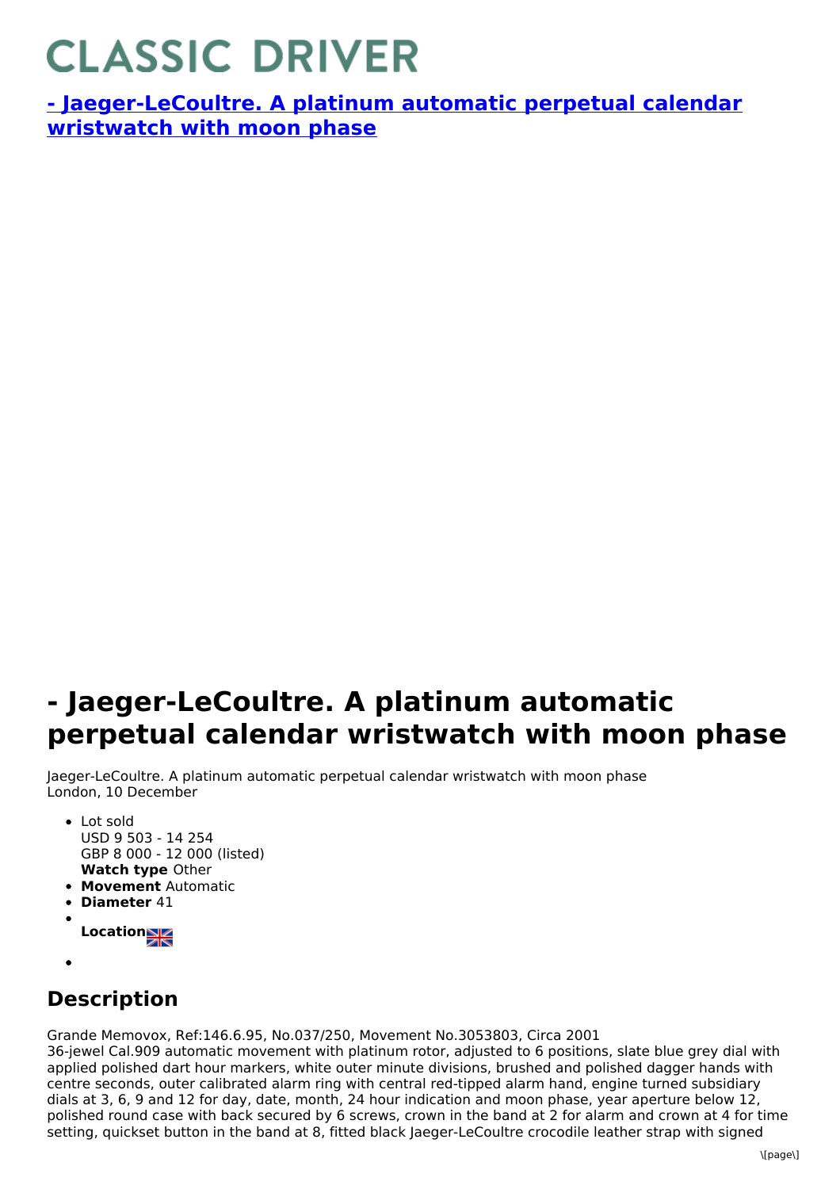# CLASSIC DRIVER

**[- Jaeger-LeCoultre. A platinum automatic perpetual calendar wristwatch with moon phase]()**

# - Jaeger-LeCoultre. A platinum automatic perpetual calendar wristwatch with moon phase

Jaeger-LeCoultre. A platinum automatic perpetual calendar wristwatch with moon phase
London, 10 December

- Lot sold
  USD 9 503 - 14 254
  GBP 8 000 - 12 000 (listed)
  **Watch type** Other
- **Movement** Automatic
- **Diameter** 41
- **Location**
-

## Description

Grande Memovox, Ref:146.6.95, No.037/250, Movement No.3053803, Circa 2001
36-jewel Cal.909 automatic movement with platinum rotor, adjusted to 6 positions, slate blue grey dial with applied polished dart hour markers, white outer minute divisions, brushed and polished dagger hands with centre seconds, outer calibrated alarm ring with central red-tipped alarm hand, engine turned subsidiary dials at 3, 6, 9 and 12 for day, date, month, 24 hour indication and moon phase, year aperture below 12, polished round case with back secured by 6 screws, crown in the band at 2 for alarm and crown at 4 for time setting, quickset button in the band at 8, fitted black Jaeger-LeCoultre crocodile leather strap with signed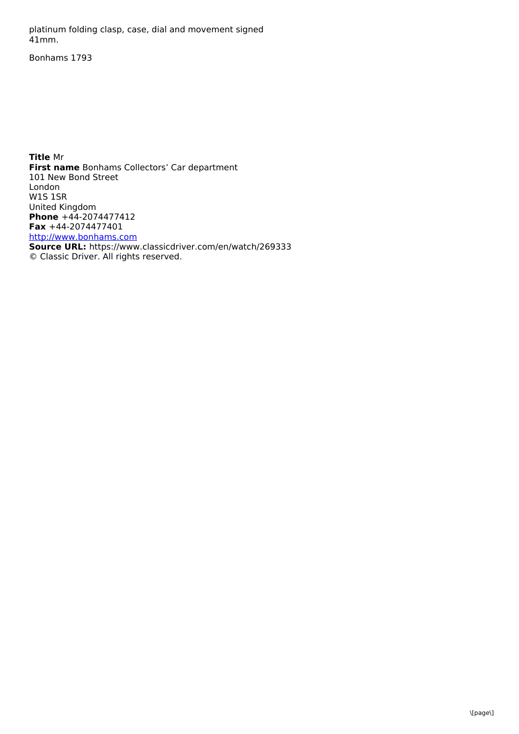platinum folding clasp, case, dial and movement signed
41mm.

Bonhams 1793

**Title** Mr
**First name** Bonhams Collectors' Car department
101 New Bond Street
London
W1S 1SR
United Kingdom
**Phone** +44-2074477412
**Fax** +44-2074477401
[http://www.bonhams.com](http://www.bonhams.com)
**Source URL:** https://www.classicdriver.com/en/watch/269333
© Classic Driver. All rights reserved.